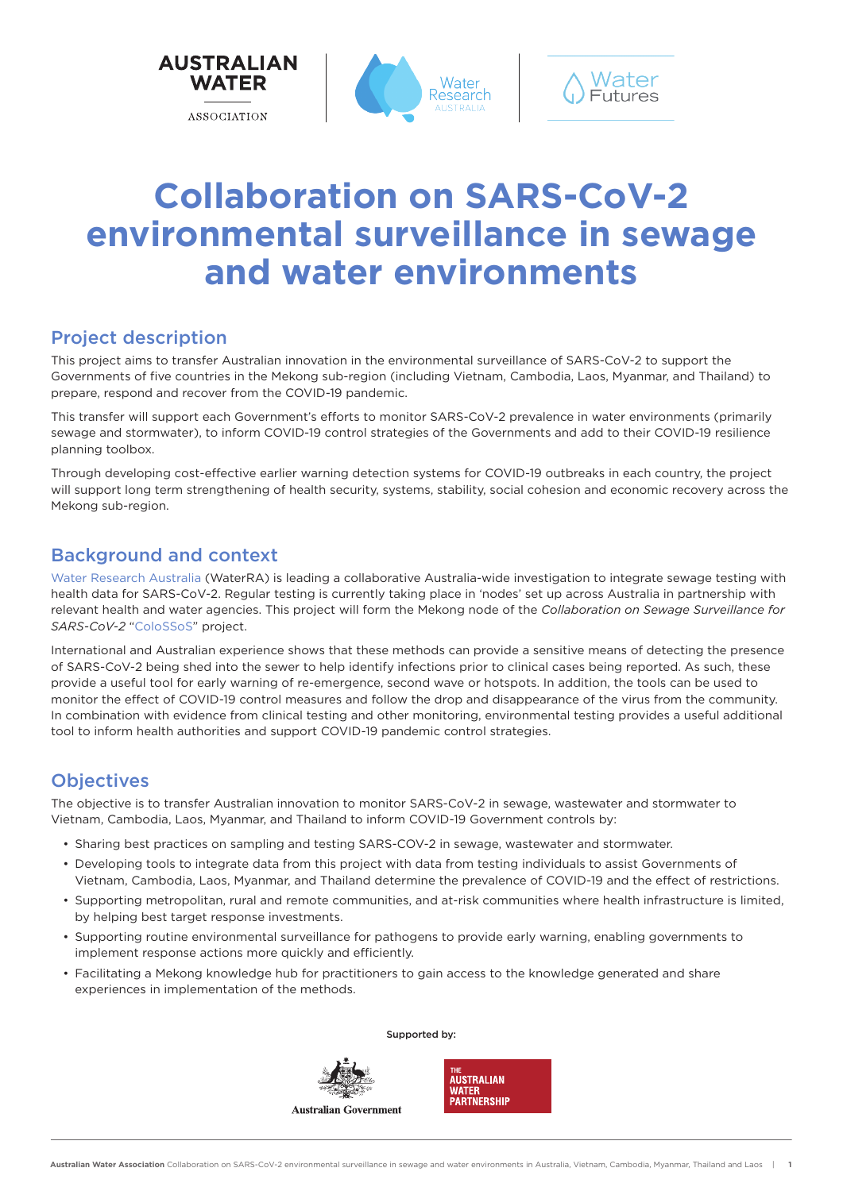# Collaboration on SARS-CoV-2 environmental surveillance in sewage and water environments

## Project description

This project aims to transfer Australian innovation in the environmental surveillance of SARS-CoV-2 to support the Governments of five countries in the Mekong sub-region (including Vietnam, Cambodia, Laos, Myanmar, and Thailand) to prepare, respond and recover from the COVID-19 pandemic.

This transfer will support each Government's efforts to monitor SARS-CoV-2 prevalence in water environments (primarily sewage and stormwater), to inform COVID-19 control strategies of the Governments and add to their COVID-19 resilience planning toolbox.

Through developing cost-effective earlier warning detection systems for COVID-19 outbreaks in each country, the project will support long term strengthening of health security, systems, stability, social cohesion and economic recovery across the Mekong sub-region.

## Background and context

Water Research Australia (WaterRA) is leading a collaborative Australia-wide investigation to integrate sewage testing with health data for SARS-CoV-2. Regular testing is currently taking place in 'nodes' set up across Australia in partnership with relevant health and water agencies. This project will form the Mekong node of the *Collaboration on Sewage Surveillance for SARS-CoV-2* "ColoSSoS" project.

International and Australian experience shows that these methods can provide a sensitive means of detecting the presence of SARS-CoV-2 being shed into the sewer to help identify infections prior to clinical cases being reported. As such, these provide a useful tool for early warning of re-emergence, second wave or hotspots. In addition, the tools can be used to monitor the effect of COVID-19 control measures and follow the drop and disappearance of the virus from the community. In combination with evidence from clinical testing and other monitoring, environmental testing provides a useful additional tool to inform health authorities and support COVID-19 pandemic control strategies.

## Objectives

The objective is to transfer Australian innovation to monitor SARS-CoV-2 in sewage, wastewater and stormwater to Vietnam, Cambodia, Laos, Myanmar, and Thailand to inform COVID-19 Government controls by:

- Sharing best practices on sampling and testing SARS-COV-2 in sewage, wastewater and stormwater.
- Developing tools to integrate data from this project with data from testing individuals to assist Governments of Vietnam, Cambodia, Laos, Myanmar, and Thailand determine the prevalence of COVID-19 and the effect of restrictions.
- Supporting metropolitan, rural and remote communities, and at-risk communities where health infrastructure is limited, by helping best target response investments.
- Supporting routine environmental surveillance for pathogens to provide early warning, enabling governments to implement response actions more quickly and efficiently.
- Facilitating a Mekong knowledge hub for practitioners to gain access to the knowledge generated and share experiences in implementation of the methods.

Supported by:

Australian Government

The Australian Water Partnership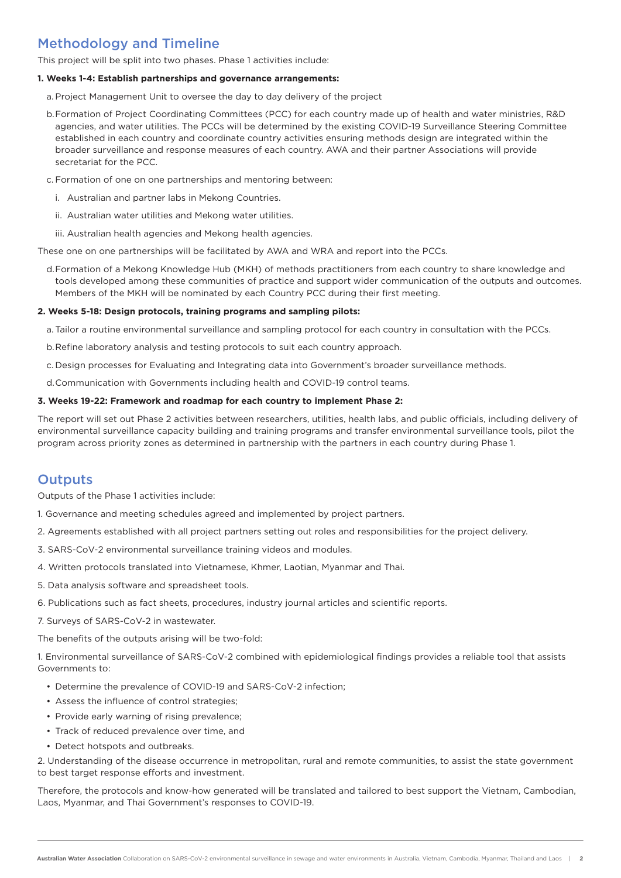## Methodology and Timeline

This project will be split into two phases. Phase 1 activities include:

**1. Weeks 1-4: Establish partnerships and governance arrangements:**

a. Project Management Unit to oversee the day to day delivery of the project

b. Formation of Project Coordinating Committees (PCC) for each country made up of health and water ministries, R&D agencies, and water utilities. The PCCs will be determined by the existing COVID-19 Surveillance Steering Committee established in each country and coordinate country activities ensuring methods design are integrated within the broader surveillance and response measures of each country. AWA and their partner Associations will provide secretariat for the PCC.

c. Formation of one on one partnerships and mentoring between:

   i. Australian and partner labs in Mekong Countries.

   ii. Australian water utilities and Mekong water utilities.

   iii. Australian health agencies and Mekong health agencies.

These one on one partnerships will be facilitated by AWA and WRA and report into the PCCs.

d. Formation of a Mekong Knowledge Hub (MKH) of methods practitioners from each country to share knowledge and tools developed among these communities of practice and support wider communication of the outputs and outcomes. Members of the MKH will be nominated by each Country PCC during their first meeting.

**2. Weeks 5-18: Design protocols, training programs and sampling pilots:**

a. Tailor a routine environmental surveillance and sampling protocol for each country in consultation with the PCCs.

b. Refine laboratory analysis and testing protocols to suit each country approach.

c. Design processes for Evaluating and Integrating data into Government's broader surveillance methods.

d. Communication with Governments including health and COVID-19 control teams.

**3. Weeks 19-22: Framework and roadmap for each country to implement Phase 2:**

The report will set out Phase 2 activities between researchers, utilities, health labs, and public officials, including delivery of environmental surveillance capacity building and training programs and transfer environmental surveillance tools, pilot the program across priority zones as determined in partnership with the partners in each country during Phase 1.

## Outputs

Outputs of the Phase 1 activities include:

1. Governance and meeting schedules agreed and implemented by project partners.
2. Agreements established with all project partners setting out roles and responsibilities for the project delivery.
3. SARS-CoV-2 environmental surveillance training videos and modules.
4. Written protocols translated into Vietnamese, Khmer, Laotian, Myanmar and Thai.
5. Data analysis software and spreadsheet tools.
6. Publications such as fact sheets, procedures, industry journal articles and scientific reports.
7. Surveys of SARS-CoV-2 in wastewater.

The benefits of the outputs arising will be two-fold:

1. Environmental surveillance of SARS-CoV-2 combined with epidemiological findings provides a reliable tool that assists Governments to:

- Determine the prevalence of COVID-19 and SARS-CoV-2 infection;
- Assess the influence of control strategies;
- Provide early warning of rising prevalence;
- Track of reduced prevalence over time, and
- Detect hotspots and outbreaks.

2. Understanding of the disease occurrence in metropolitan, rural and remote communities, to assist the state government to best target response efforts and investment.

Therefore, the protocols and know-how generated will be translated and tailored to best support the Vietnam, Cambodian, Laos, Myanmar, and Thai Government's responses to COVID-19.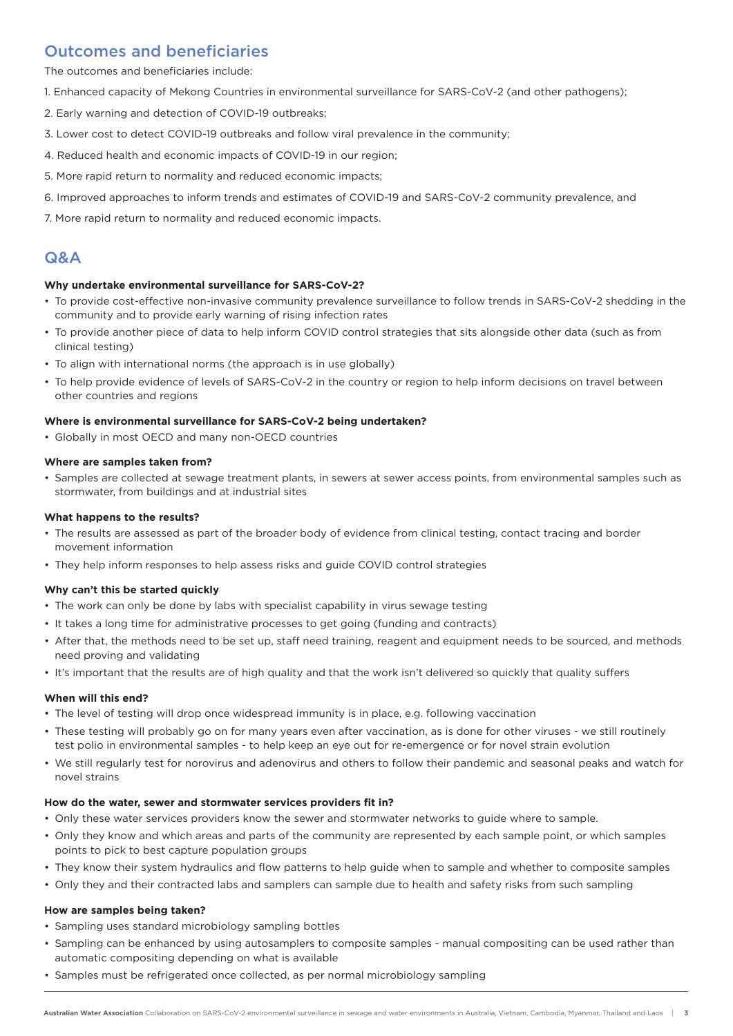## Outcomes and beneficiaries

The outcomes and beneficiaries include:

1. Enhanced capacity of Mekong Countries in environmental surveillance for SARS-CoV-2 (and other pathogens);
2. Early warning and detection of COVID-19 outbreaks;
3. Lower cost to detect COVID-19 outbreaks and follow viral prevalence in the community;
4. Reduced health and economic impacts of COVID-19 in our region;
5. More rapid return to normality and reduced economic impacts;
6. Improved approaches to inform trends and estimates of COVID-19 and SARS-CoV-2 community prevalence, and
7. More rapid return to normality and reduced economic impacts.

## Q&A

**Why undertake environmental surveillance for SARS-CoV-2?**

- To provide cost-effective non-invasive community prevalence surveillance to follow trends in SARS-CoV-2 shedding in the community and to provide early warning of rising infection rates
- To provide another piece of data to help inform COVID control strategies that sits alongside other data (such as from clinical testing)
- To align with international norms (the approach is in use globally)
- To help provide evidence of levels of SARS-CoV-2 in the country or region to help inform decisions on travel between other countries and regions

**Where is environmental surveillance for SARS-CoV-2 being undertaken?**

- Globally in most OECD and many non-OECD countries

**Where are samples taken from?**

- Samples are collected at sewage treatment plants, in sewers at sewer access points, from environmental samples such as stormwater, from buildings and at industrial sites

**What happens to the results?**

- The results are assessed as part of the broader body of evidence from clinical testing, contact tracing and border movement information
- They help inform responses to help assess risks and guide COVID control strategies

**Why can't this be started quickly**

- The work can only be done by labs with specialist capability in virus sewage testing
- It takes a long time for administrative processes to get going (funding and contracts)
- After that, the methods need to be set up, staff need training, reagent and equipment needs to be sourced, and methods need proving and validating
- It's important that the results are of high quality and that the work isn't delivered so quickly that quality suffers

**When will this end?**

- The level of testing will drop once widespread immunity is in place, e.g. following vaccination
- These testing will probably go on for many years even after vaccination, as is done for other viruses - we still routinely test polio in environmental samples - to help keep an eye out for re-emergence or for novel strain evolution
- We still regularly test for norovirus and adenovirus and others to follow their pandemic and seasonal peaks and watch for novel strains

**How do the water, sewer and stormwater services providers fit in?**

- Only these water services providers know the sewer and stormwater networks to guide where to sample.
- Only they know and which areas and parts of the community are represented by each sample point, or which samples points to pick to best capture population groups
- They know their system hydraulics and flow patterns to help guide when to sample and whether to composite samples
- Only they and their contracted labs and samplers can sample due to health and safety risks from such sampling

**How are samples being taken?**

- Sampling uses standard microbiology sampling bottles
- Sampling can be enhanced by using autosamplers to composite samples - manual compositing can be used rather than automatic compositing depending on what is available
- Samples must be refrigerated once collected, as per normal microbiology sampling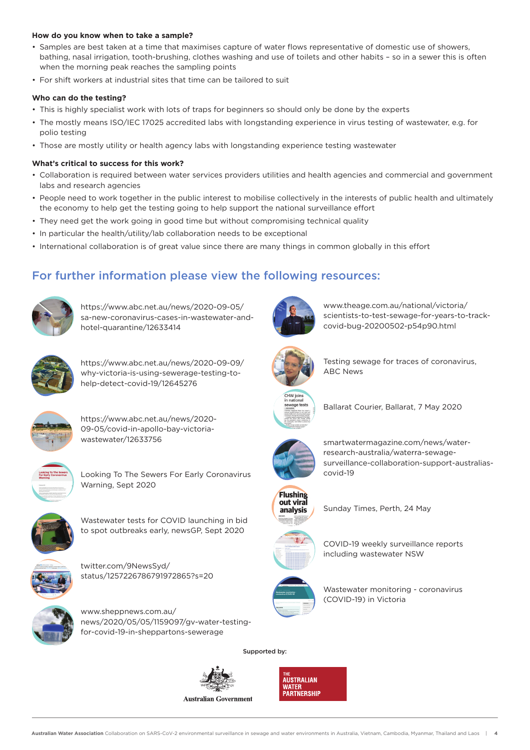**How do you know when to take a sample?**

- Samples are best taken at a time that maximises capture of water flows representative of domestic use of showers, bathing, nasal irrigation, tooth-brushing, clothes washing and use of toilets and other habits – so in a sewer this is often when the morning peak reaches the sampling points
- For shift workers at industrial sites that time can be tailored to suit

**Who can do the testing?**

- This is highly specialist work with lots of traps for beginners so should only be done by the experts
- The mostly means ISO/IEC 17025 accredited labs with longstanding experience in virus testing of wastewater, e.g. for polio testing
- Those are mostly utility or health agency labs with longstanding experience testing wastewater

**What's critical to success for this work?**

- Collaboration is required between water services providers utilities and health agencies and commercial and government labs and research agencies
- People need to work together in the public interest to mobilise collectively in the interests of public health and ultimately the economy to help get the testing going to help support the national surveillance effort
- They need get the work going in good time but without compromising technical quality
- In particular the health/utility/lab collaboration needs to be exceptional
- International collaboration is of great value since there are many things in common globally in this effort

## For further information please view the following resources:

https://www.abc.net.au/news/2020-09-05/sa-new-coronavirus-cases-in-wastewater-and-hotel-quarantine/12633414

https://www.abc.net.au/news/2020-09-09/why-victoria-is-using-sewerage-testing-to-help-detect-covid-19/12645276

https://www.abc.net.au/news/2020-09-05/covid-in-apollo-bay-victoria-wastewater/12633756

Looking To The Sewers For Early Coronavirus Warning, Sept 2020

Wastewater tests for COVID launching in bid to spot outbreaks early, newsGP, Sept 2020

twitter.com/9NewsSyd/status/1257226786791972865?s=20

www.sheppnews.com.au/news/2020/05/05/1159097/gv-water-testing-for-covid-19-in-sheppartons-sewerage

www.theage.com.au/national/victoria/scientists-to-test-sewage-for-years-to-track-covid-bug-20200502-p54p90.html

Testing sewage for traces of coronavirus, ABC News

Ballarat Courier, Ballarat, 7 May 2020

smartwatermagazine.com/news/water-research-australia/waterra-sewage-surveillance-collaboration-support-australias-covid-19

Sunday Times, Perth, 24 May

COVID-19 weekly surveillance reports including wastewater NSW

Wastewater monitoring - coronavirus (COVID-19) in Victoria

Supported by:

Australian Government

THE AUSTRALIAN WATER PARTNERSHIP